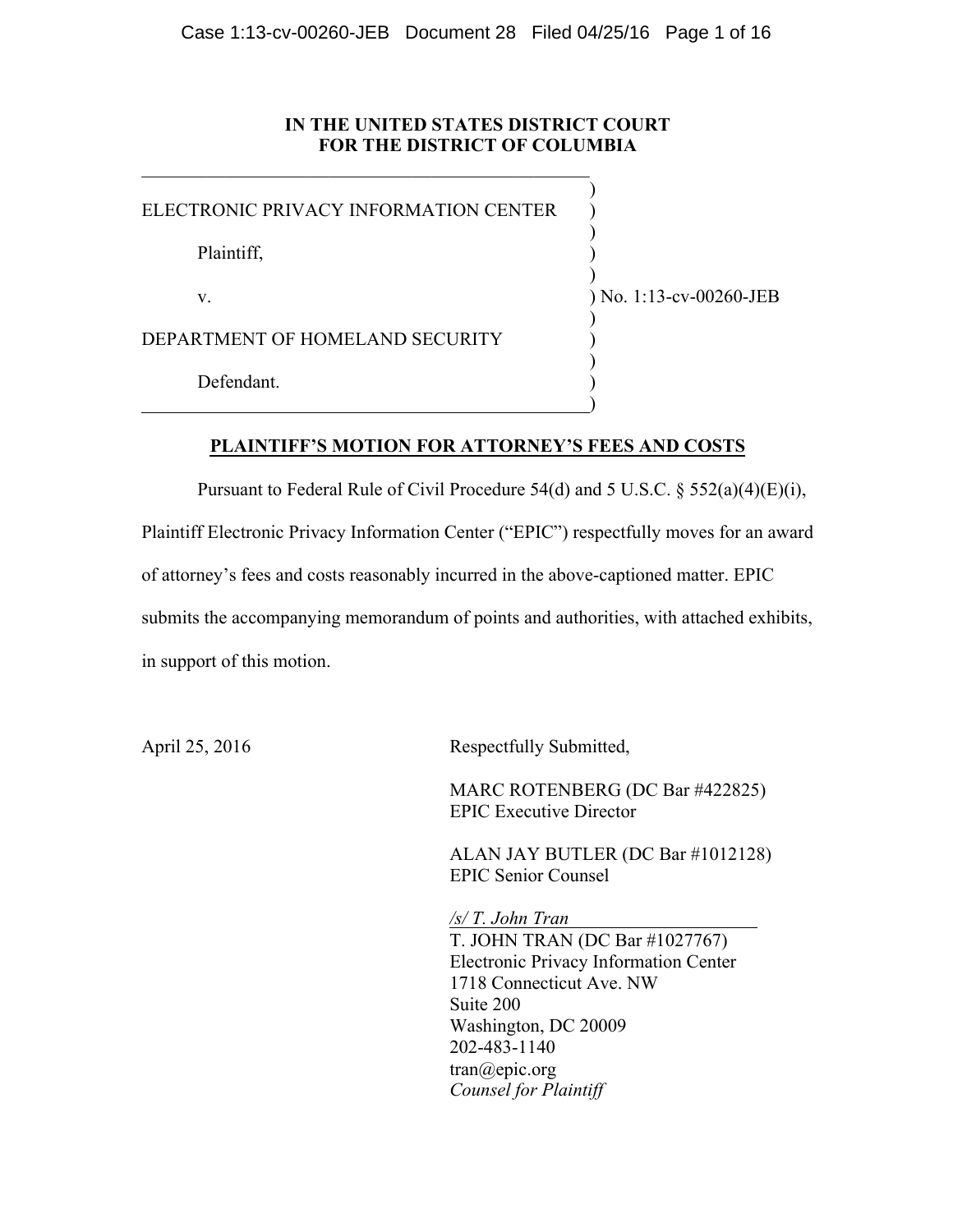**IN THE UNITED STATES DISTRICT COURT**
**FOR THE DISTRICT OF COLUMBIA**

ELECTRONIC PRIVACY INFORMATION CENTER

Plaintiff,

v.

DEPARTMENT OF HOMELAND SECURITY

Defendant.

No. 1:13-cv-00260-JEB

## PLAINTIFF'S MOTION FOR ATTORNEY'S FEES AND COSTS

Pursuant to Federal Rule of Civil Procedure 54(d) and 5 U.S.C. § 552(a)(4)(E)(i), Plaintiff Electronic Privacy Information Center ("EPIC") respectfully moves for an award of attorney's fees and costs reasonably incurred in the above-captioned matter. EPIC submits the accompanying memorandum of points and authorities, with attached exhibits, in support of this motion.

April 25, 2016

Respectfully Submitted,

MARC ROTENBERG (DC Bar #422825)
EPIC Executive Director

ALAN JAY BUTLER (DC Bar #1012128)
EPIC Senior Counsel

*/s/ T. John Tran*
T. JOHN TRAN (DC Bar #1027767)
Electronic Privacy Information Center
1718 Connecticut Ave. NW
Suite 200
Washington, DC 20009
202-483-1140
tran@epic.org
*Counsel for Plaintiff*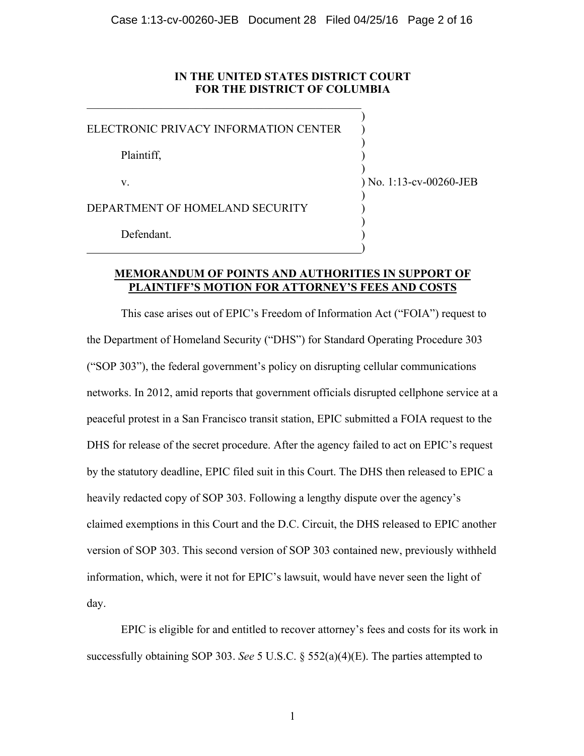**IN THE UNITED STATES DISTRICT COURT**
**FOR THE DISTRICT OF COLUMBIA**

ELECTRONIC PRIVACY INFORMATION CENTER

Plaintiff,

v.

DEPARTMENT OF HOMELAND SECURITY

Defendant.

No. 1:13-cv-00260-JEB

**MEMORANDUM OF POINTS AND AUTHORITIES IN SUPPORT OF PLAINTIFF'S MOTION FOR ATTORNEY'S FEES AND COSTS**

This case arises out of EPIC's Freedom of Information Act ("FOIA") request to the Department of Homeland Security ("DHS") for Standard Operating Procedure 303 ("SOP 303"), the federal government's policy on disrupting cellular communications networks. In 2012, amid reports that government officials disrupted cellphone service at a peaceful protest in a San Francisco transit station, EPIC submitted a FOIA request to the DHS for release of the secret procedure. After the agency failed to act on EPIC's request by the statutory deadline, EPIC filed suit in this Court. The DHS then released to EPIC a heavily redacted copy of SOP 303. Following a lengthy dispute over the agency's claimed exemptions in this Court and the D.C. Circuit, the DHS released to EPIC another version of SOP 303. This second version of SOP 303 contained new, previously withheld information, which, were it not for EPIC's lawsuit, would have never seen the light of day.

EPIC is eligible for and entitled to recover attorney's fees and costs for its work in successfully obtaining SOP 303. *See* 5 U.S.C. § 552(a)(4)(E). The parties attempted to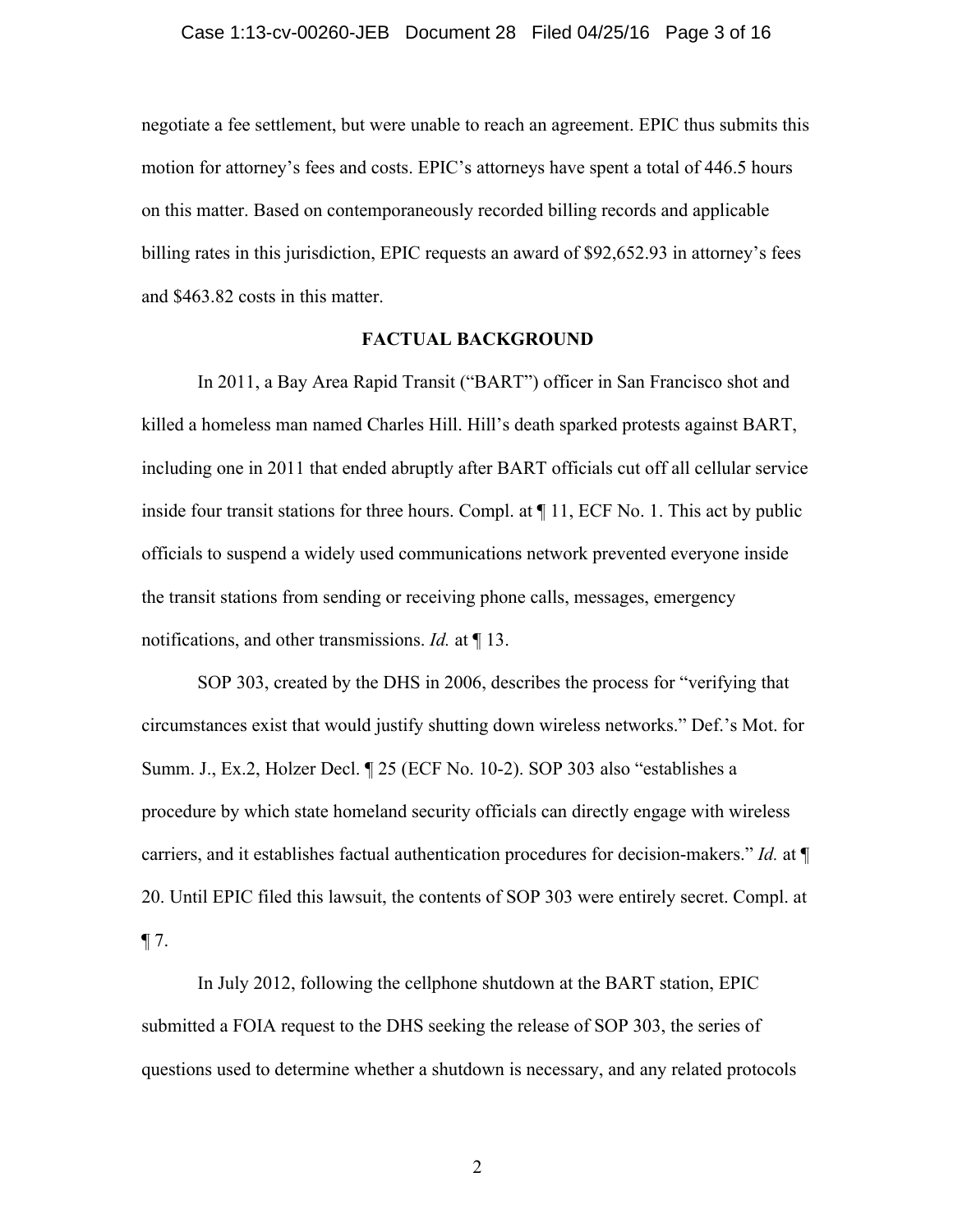negotiate a fee settlement, but were unable to reach an agreement. EPIC thus submits this motion for attorney's fees and costs. EPIC's attorneys have spent a total of 446.5 hours on this matter. Based on contemporaneously recorded billing records and applicable billing rates in this jurisdiction, EPIC requests an award of $92,652.93 in attorney's fees and $463.82 costs in this matter.

## FACTUAL BACKGROUND

In 2011, a Bay Area Rapid Transit ("BART") officer in San Francisco shot and killed a homeless man named Charles Hill. Hill's death sparked protests against BART, including one in 2011 that ended abruptly after BART officials cut off all cellular service inside four transit stations for three hours. Compl. at ¶ 11, ECF No. 1. This act by public officials to suspend a widely used communications network prevented everyone inside the transit stations from sending or receiving phone calls, messages, emergency notifications, and other transmissions. *Id.* at ¶ 13.

SOP 303, created by the DHS in 2006, describes the process for "verifying that circumstances exist that would justify shutting down wireless networks." Def.'s Mot. for Summ. J., Ex.2, Holzer Decl. ¶ 25 (ECF No. 10-2). SOP 303 also "establishes a procedure by which state homeland security officials can directly engage with wireless carriers, and it establishes factual authentication procedures for decision-makers." *Id.* at ¶ 20. Until EPIC filed this lawsuit, the contents of SOP 303 were entirely secret. Compl. at ¶ 7.

In July 2012, following the cellphone shutdown at the BART station, EPIC submitted a FOIA request to the DHS seeking the release of SOP 303, the series of questions used to determine whether a shutdown is necessary, and any related protocols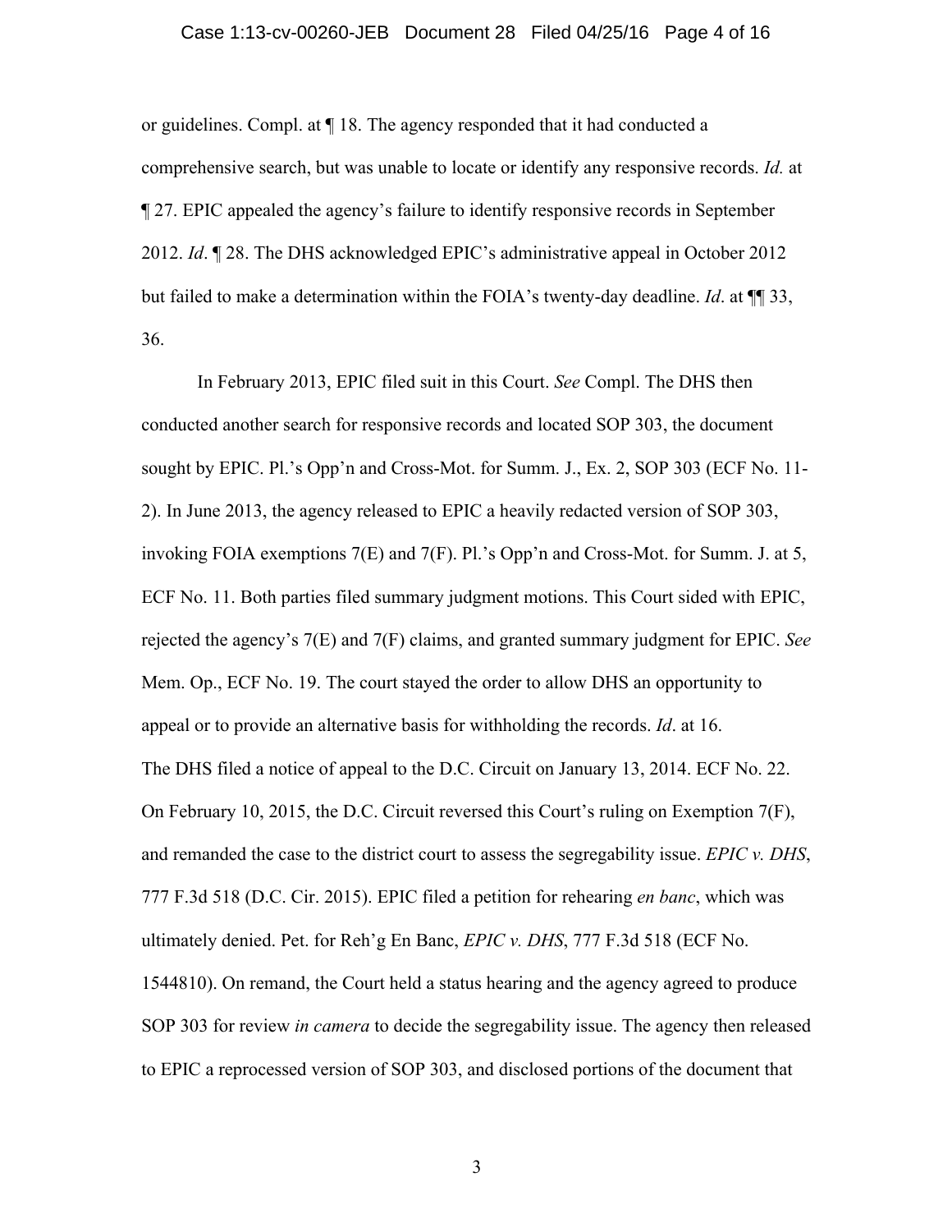or guidelines. Compl. at ¶ 18. The agency responded that it had conducted a comprehensive search, but was unable to locate or identify any responsive records. *Id.* at ¶ 27. EPIC appealed the agency's failure to identify responsive records in September 2012. *Id*. ¶ 28. The DHS acknowledged EPIC's administrative appeal in October 2012 but failed to make a determination within the FOIA's twenty-day deadline. *Id*. at ¶¶ 33, 36.

In February 2013, EPIC filed suit in this Court. *See* Compl. The DHS then conducted another search for responsive records and located SOP 303, the document sought by EPIC. Pl.'s Opp'n and Cross-Mot. for Summ. J., Ex. 2, SOP 303 (ECF No. 11-2). In June 2013, the agency released to EPIC a heavily redacted version of SOP 303, invoking FOIA exemptions 7(E) and 7(F). Pl.'s Opp'n and Cross-Mot. for Summ. J. at 5, ECF No. 11. Both parties filed summary judgment motions. This Court sided with EPIC, rejected the agency's 7(E) and 7(F) claims, and granted summary judgment for EPIC. *See* Mem. Op., ECF No. 19. The court stayed the order to allow DHS an opportunity to appeal or to provide an alternative basis for withholding the records. *Id*. at 16. The DHS filed a notice of appeal to the D.C. Circuit on January 13, 2014. ECF No. 22. On February 10, 2015, the D.C. Circuit reversed this Court's ruling on Exemption 7(F), and remanded the case to the district court to assess the segregability issue. *EPIC v. DHS*, 777 F.3d 518 (D.C. Cir. 2015). EPIC filed a petition for rehearing *en banc*, which was ultimately denied. Pet. for Reh'g En Banc, *EPIC v. DHS*, 777 F.3d 518 (ECF No. 1544810). On remand, the Court held a status hearing and the agency agreed to produce SOP 303 for review *in camera* to decide the segregability issue. The agency then released to EPIC a reprocessed version of SOP 303, and disclosed portions of the document that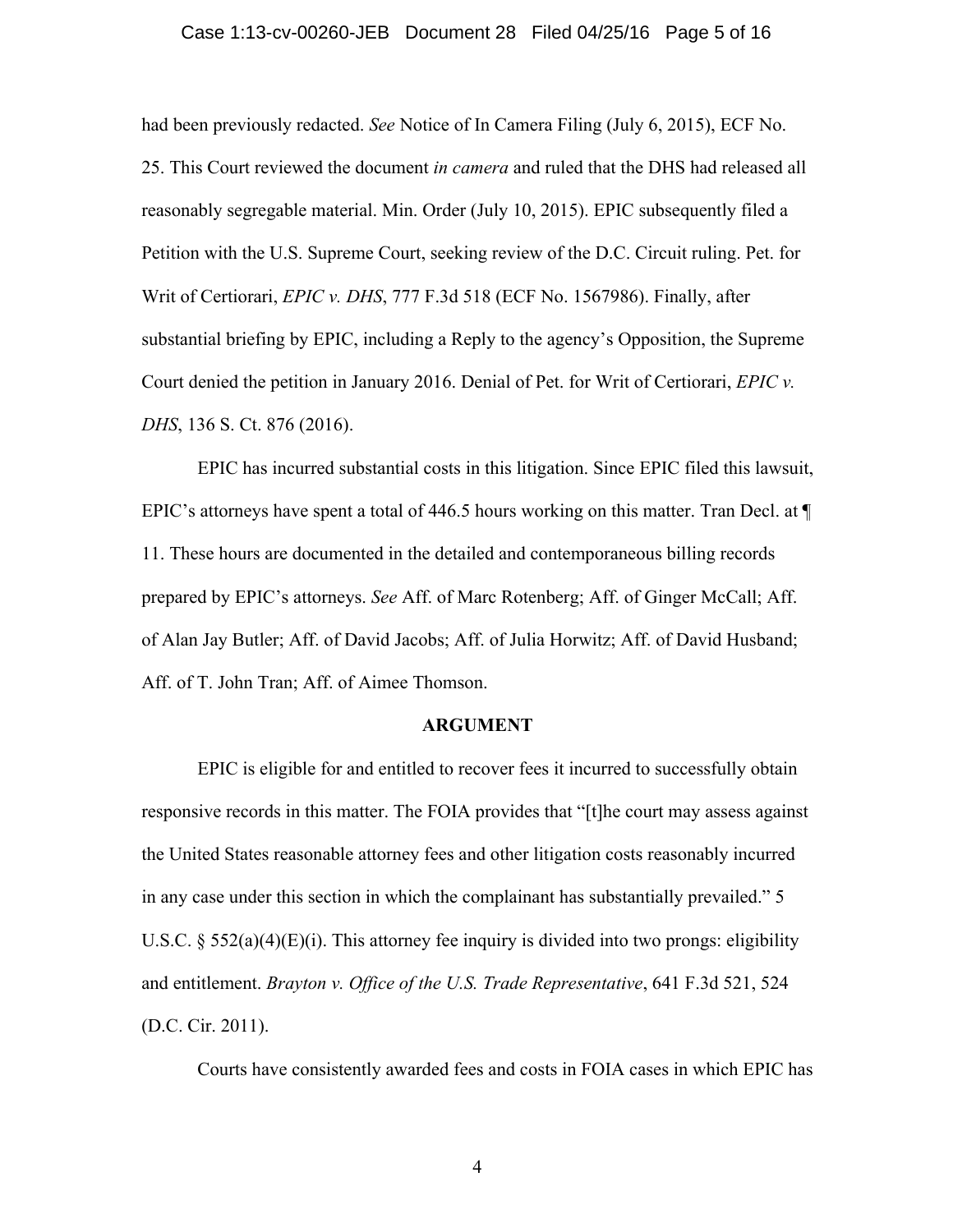had been previously redacted. *See* Notice of In Camera Filing (July 6, 2015), ECF No. 25. This Court reviewed the document *in camera* and ruled that the DHS had released all reasonably segregable material. Min. Order (July 10, 2015). EPIC subsequently filed a Petition with the U.S. Supreme Court, seeking review of the D.C. Circuit ruling. Pet. for Writ of Certiorari, *EPIC v. DHS*, 777 F.3d 518 (ECF No. 1567986). Finally, after substantial briefing by EPIC, including a Reply to the agency's Opposition, the Supreme Court denied the petition in January 2016. Denial of Pet. for Writ of Certiorari, *EPIC v. DHS*, 136 S. Ct. 876 (2016).

EPIC has incurred substantial costs in this litigation. Since EPIC filed this lawsuit, EPIC's attorneys have spent a total of 446.5 hours working on this matter. Tran Decl. at ¶ 11. These hours are documented in the detailed and contemporaneous billing records prepared by EPIC's attorneys. *See* Aff. of Marc Rotenberg; Aff. of Ginger McCall; Aff. of Alan Jay Butler; Aff. of David Jacobs; Aff. of Julia Horwitz; Aff. of David Husband; Aff. of T. John Tran; Aff. of Aimee Thomson.

## ARGUMENT

EPIC is eligible for and entitled to recover fees it incurred to successfully obtain responsive records in this matter. The FOIA provides that "[t]he court may assess against the United States reasonable attorney fees and other litigation costs reasonably incurred in any case under this section in which the complainant has substantially prevailed." 5 U.S.C. § 552(a)(4)(E)(i). This attorney fee inquiry is divided into two prongs: eligibility and entitlement. *Brayton v. Office of the U.S. Trade Representative*, 641 F.3d 521, 524 (D.C. Cir. 2011).

Courts have consistently awarded fees and costs in FOIA cases in which EPIC has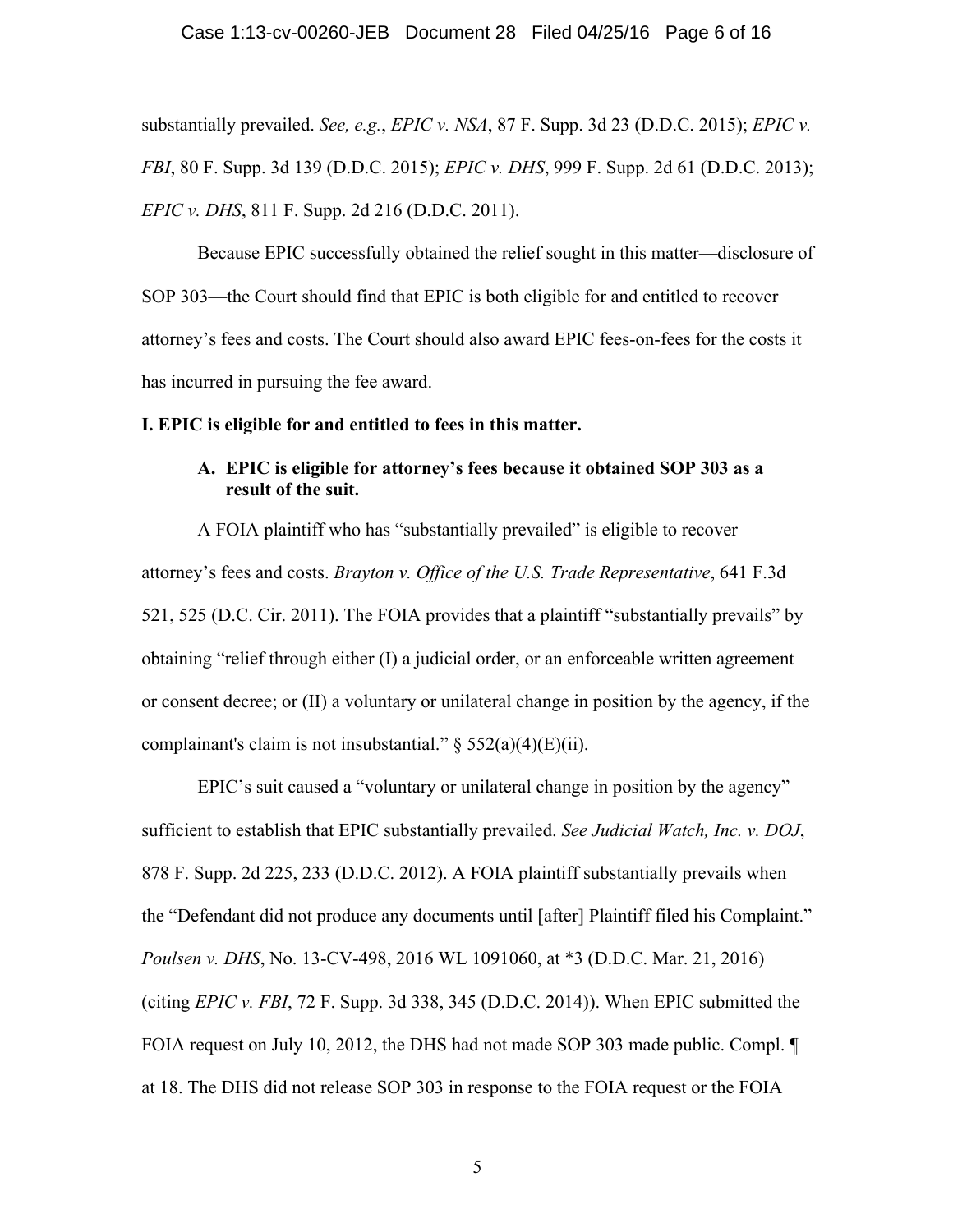substantially prevailed. *See, e.g.*, *EPIC v. NSA*, 87 F. Supp. 3d 23 (D.D.C. 2015); *EPIC v. FBI*, 80 F. Supp. 3d 139 (D.D.C. 2015); *EPIC v. DHS*, 999 F. Supp. 2d 61 (D.D.C. 2013); *EPIC v. DHS*, 811 F. Supp. 2d 216 (D.D.C. 2011).

Because EPIC successfully obtained the relief sought in this matter—disclosure of SOP 303—the Court should find that EPIC is both eligible for and entitled to recover attorney's fees and costs. The Court should also award EPIC fees-on-fees for the costs it has incurred in pursuing the fee award.

**I. EPIC is eligible for and entitled to fees in this matter.**

**A. EPIC is eligible for attorney's fees because it obtained SOP 303 as a result of the suit.**

A FOIA plaintiff who has "substantially prevailed" is eligible to recover attorney's fees and costs. *Brayton v. Office of the U.S. Trade Representative*, 641 F.3d 521, 525 (D.C. Cir. 2011). The FOIA provides that a plaintiff "substantially prevails" by obtaining "relief through either (I) a judicial order, or an enforceable written agreement or consent decree; or (II) a voluntary or unilateral change in position by the agency, if the complainant's claim is not insubstantial." § 552(a)(4)(E)(ii).

EPIC's suit caused a "voluntary or unilateral change in position by the agency" sufficient to establish that EPIC substantially prevailed. *See Judicial Watch, Inc. v. DOJ*, 878 F. Supp. 2d 225, 233 (D.D.C. 2012). A FOIA plaintiff substantially prevails when the "Defendant did not produce any documents until [after] Plaintiff filed his Complaint." *Poulsen v. DHS*, No. 13-CV-498, 2016 WL 1091060, at *3 (D.D.C. Mar. 21, 2016) (citing *EPIC v. FBI*, 72 F. Supp. 3d 338, 345 (D.D.C. 2014)). When EPIC submitted the FOIA request on July 10, 2012, the DHS had not made SOP 303 made public. Compl. ¶ at 18. The DHS did not release SOP 303 in response to the FOIA request or the FOIA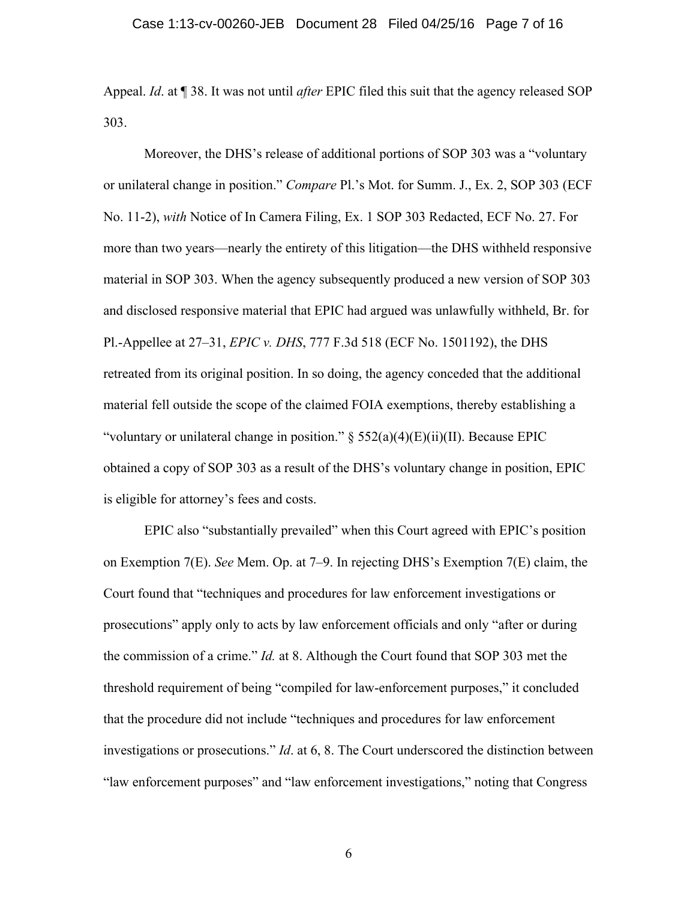Appeal. *Id*. at ¶ 38. It was not until *after* EPIC filed this suit that the agency released SOP 303.

Moreover, the DHS's release of additional portions of SOP 303 was a "voluntary or unilateral change in position." *Compare* Pl.'s Mot. for Summ. J., Ex. 2, SOP 303 (ECF No. 11-2), *with* Notice of In Camera Filing, Ex. 1 SOP 303 Redacted, ECF No. 27. For more than two years—nearly the entirety of this litigation—the DHS withheld responsive material in SOP 303. When the agency subsequently produced a new version of SOP 303 and disclosed responsive material that EPIC had argued was unlawfully withheld, Br. for Pl.-Appellee at 27–31, *EPIC v. DHS*, 777 F.3d 518 (ECF No. 1501192), the DHS retreated from its original position. In so doing, the agency conceded that the additional material fell outside the scope of the claimed FOIA exemptions, thereby establishing a "voluntary or unilateral change in position." § 552(a)(4)(E)(ii)(II). Because EPIC obtained a copy of SOP 303 as a result of the DHS's voluntary change in position, EPIC is eligible for attorney's fees and costs.

EPIC also "substantially prevailed" when this Court agreed with EPIC's position on Exemption 7(E). *See* Mem. Op. at 7–9. In rejecting DHS's Exemption 7(E) claim, the Court found that "techniques and procedures for law enforcement investigations or prosecutions" apply only to acts by law enforcement officials and only "after or during the commission of a crime." *Id.* at 8. Although the Court found that SOP 303 met the threshold requirement of being "compiled for law-enforcement purposes," it concluded that the procedure did not include "techniques and procedures for law enforcement investigations or prosecutions." *Id*. at 6, 8. The Court underscored the distinction between "law enforcement purposes" and "law enforcement investigations," noting that Congress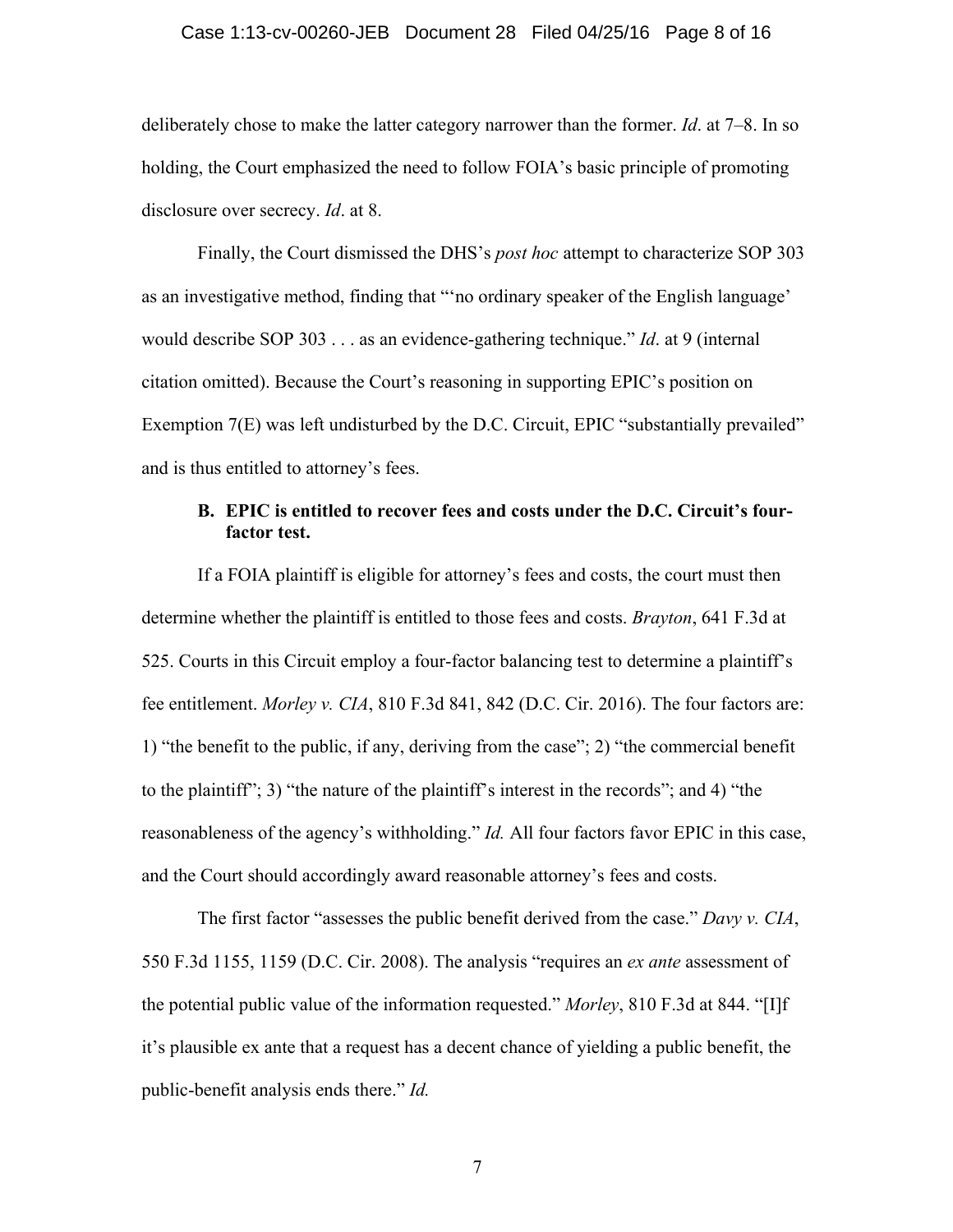deliberately chose to make the latter category narrower than the former. *Id*. at 7–8. In so holding, the Court emphasized the need to follow FOIA's basic principle of promoting disclosure over secrecy. *Id*. at 8.

Finally, the Court dismissed the DHS's *post hoc* attempt to characterize SOP 303 as an investigative method, finding that "'no ordinary speaker of the English language' would describe SOP 303 . . . as an evidence-gathering technique." *Id*. at 9 (internal citation omitted). Because the Court's reasoning in supporting EPIC's position on Exemption 7(E) was left undisturbed by the D.C. Circuit, EPIC "substantially prevailed" and is thus entitled to attorney's fees.

**B. EPIC is entitled to recover fees and costs under the D.C. Circuit's four-factor test.**

If a FOIA plaintiff is eligible for attorney's fees and costs, the court must then determine whether the plaintiff is entitled to those fees and costs. *Brayton*, 641 F.3d at 525. Courts in this Circuit employ a four-factor balancing test to determine a plaintiff's fee entitlement. *Morley v. CIA*, 810 F.3d 841, 842 (D.C. Cir. 2016). The four factors are: 1) "the benefit to the public, if any, deriving from the case"; 2) "the commercial benefit to the plaintiff"; 3) "the nature of the plaintiff's interest in the records"; and 4) "the reasonableness of the agency's withholding." *Id.* All four factors favor EPIC in this case, and the Court should accordingly award reasonable attorney's fees and costs.

The first factor "assesses the public benefit derived from the case." *Davy v. CIA*, 550 F.3d 1155, 1159 (D.C. Cir. 2008). The analysis "requires an *ex ante* assessment of the potential public value of the information requested." *Morley*, 810 F.3d at 844. "[I]f it's plausible ex ante that a request has a decent chance of yielding a public benefit, the public-benefit analysis ends there." *Id.*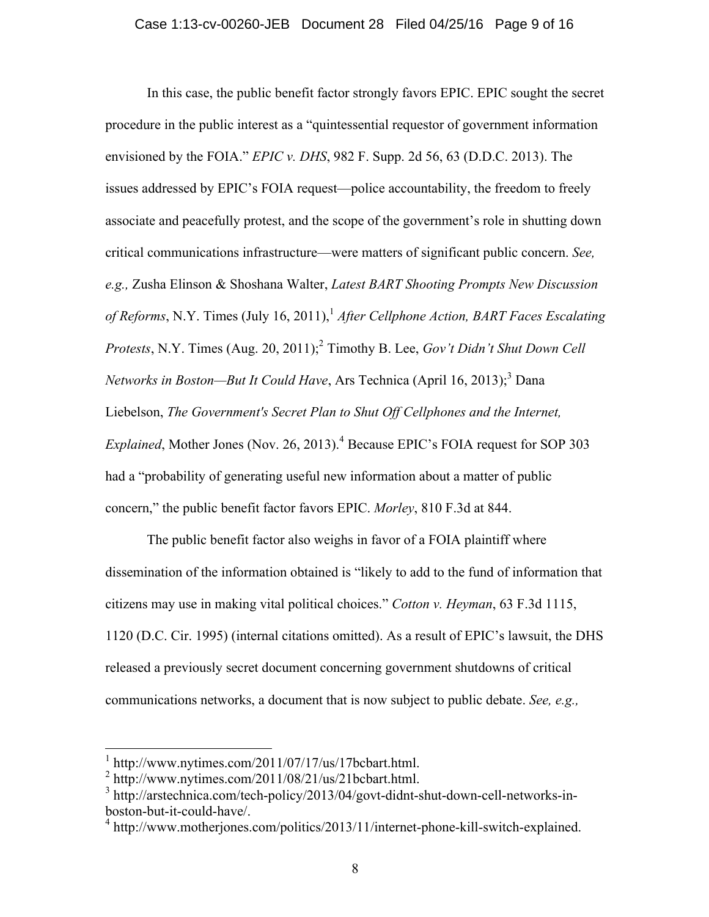In this case, the public benefit factor strongly favors EPIC. EPIC sought the secret procedure in the public interest as a "quintessential requestor of government information envisioned by the FOIA." *EPIC v. DHS*, 982 F. Supp. 2d 56, 63 (D.D.C. 2013). The issues addressed by EPIC's FOIA request—police accountability, the freedom to freely associate and peacefully protest, and the scope of the government's role in shutting down critical communications infrastructure—were matters of significant public concern. *See, e.g.,* Zusha Elinson & Shoshana Walter, *Latest BART Shooting Prompts New Discussion of Reforms*, N.Y. Times (July 16, 2011),[1] *After Cellphone Action, BART Faces Escalating Protests*, N.Y. Times (Aug. 20, 2011);[2] Timothy B. Lee, *Gov't Didn't Shut Down Cell Networks in Boston—But It Could Have*, Ars Technica (April 16, 2013);[3] Dana Liebelson, *The Government's Secret Plan to Shut Off Cellphones and the Internet, Explained*, Mother Jones (Nov. 26, 2013).[4] Because EPIC's FOIA request for SOP 303 had a "probability of generating useful new information about a matter of public concern," the public benefit factor favors EPIC. *Morley*, 810 F.3d at 844.

The public benefit factor also weighs in favor of a FOIA plaintiff where dissemination of the information obtained is "likely to add to the fund of information that citizens may use in making vital political choices." *Cotton v. Heyman*, 63 F.3d 1115, 1120 (D.C. Cir. 1995) (internal citations omitted). As a result of EPIC's lawsuit, the DHS released a previously secret document concerning government shutdowns of critical communications networks, a document that is now subject to public debate. *See, e.g.,*

---

[1] http://www.nytimes.com/2011/07/17/us/17bcbart.html.

[2] http://www.nytimes.com/2011/08/21/us/21bcbart.html.

[3] http://arstechnica.com/tech-policy/2013/04/govt-didnt-shut-down-cell-networks-in-boston-but-it-could-have/.

[4] http://www.motherjones.com/politics/2013/11/internet-phone-kill-switch-explained.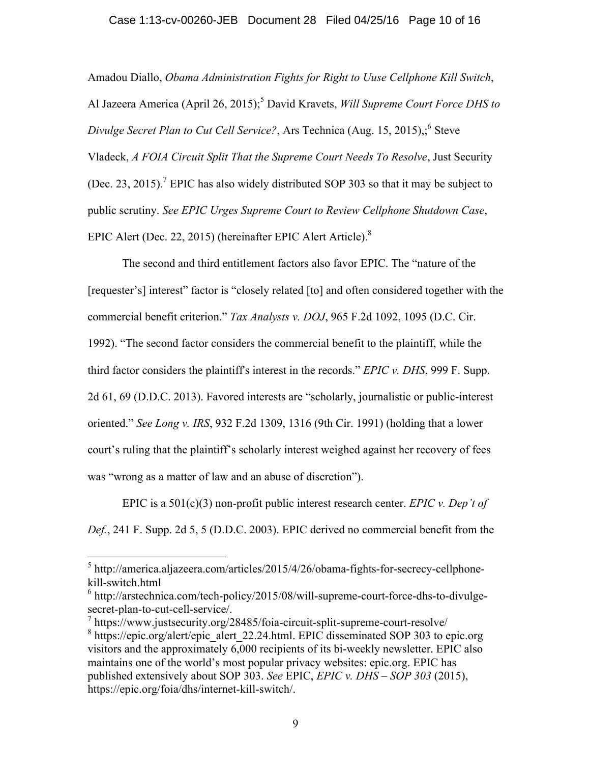Amadou Diallo, *Obama Administration Fights for Right to Uuse Cellphone Kill Switch*, Al Jazeera America (April 26, 2015);[5] David Kravets, *Will Supreme Court Force DHS to Divulge Secret Plan to Cut Cell Service?*, Ars Technica (Aug. 15, 2015),;[6] Steve Vladeck, *A FOIA Circuit Split That the Supreme Court Needs To Resolve*, Just Security (Dec. 23, 2015).[7] EPIC has also widely distributed SOP 303 so that it may be subject to public scrutiny. *See EPIC Urges Supreme Court to Review Cellphone Shutdown Case*, EPIC Alert (Dec. 22, 2015) (hereinafter EPIC Alert Article).[8]

The second and third entitlement factors also favor EPIC. The "nature of the [requester's] interest" factor is "closely related [to] and often considered together with the commercial benefit criterion." *Tax Analysts v. DOJ*, 965 F.2d 1092, 1095 (D.C. Cir. 1992). "The second factor considers the commercial benefit to the plaintiff, while the third factor considers the plaintiff's interest in the records." *EPIC v. DHS*, 999 F. Supp. 2d 61, 69 (D.D.C. 2013). Favored interests are "scholarly, journalistic or public-interest oriented." *See Long v. IRS*, 932 F.2d 1309, 1316 (9th Cir. 1991) (holding that a lower court's ruling that the plaintiff's scholarly interest weighed against her recovery of fees was "wrong as a matter of law and an abuse of discretion").

EPIC is a 501(c)(3) non-profit public interest research center. *EPIC v. Dep't of Def.*, 241 F. Supp. 2d 5, 5 (D.D.C. 2003). EPIC derived no commercial benefit from the

---

[5] http://america.aljazeera.com/articles/2015/4/26/obama-fights-for-secrecy-cellphone-kill-switch.html

[6] http://arstechnica.com/tech-policy/2015/08/will-supreme-court-force-dhs-to-divulge-secret-plan-to-cut-cell-service/.

[7] https://www.justsecurity.org/28485/foia-circuit-split-supreme-court-resolve/

[8] https://epic.org/alert/epic_alert_22.24.html. EPIC disseminated SOP 303 to epic.org visitors and the approximately 6,000 recipients of its bi-weekly newsletter. EPIC also maintains one of the world's most popular privacy websites: epic.org. EPIC has published extensively about SOP 303. *See* EPIC, *EPIC v. DHS – SOP 303* (2015), https://epic.org/foia/dhs/internet-kill-switch/.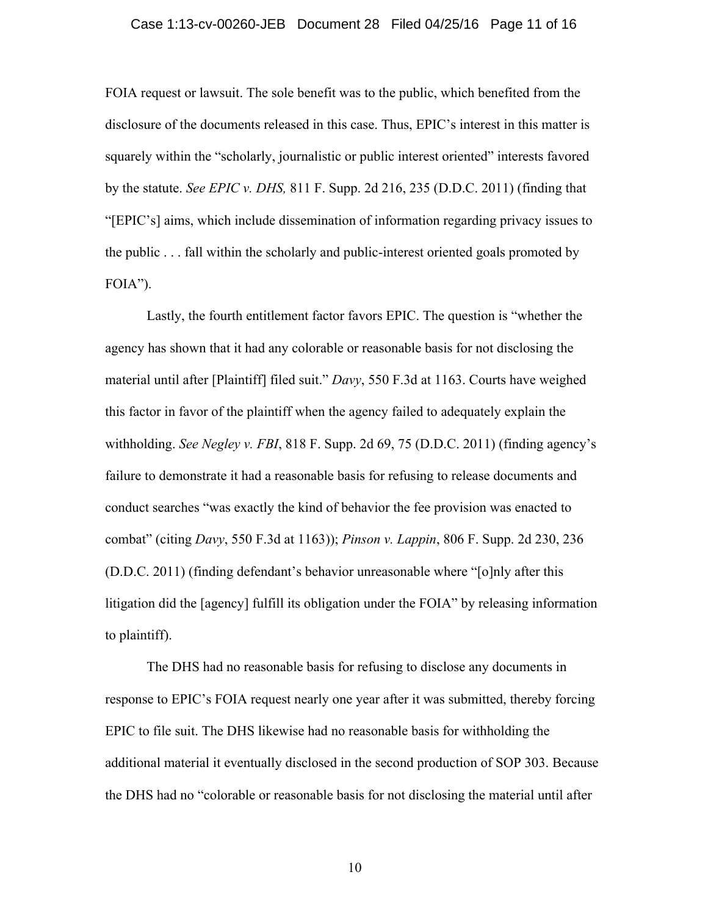FOIA request or lawsuit. The sole benefit was to the public, which benefited from the disclosure of the documents released in this case. Thus, EPIC's interest in this matter is squarely within the "scholarly, journalistic or public interest oriented" interests favored by the statute. *See EPIC v. DHS,* 811 F. Supp. 2d 216, 235 (D.D.C. 2011) (finding that "[EPIC's] aims, which include dissemination of information regarding privacy issues to the public . . . fall within the scholarly and public-interest oriented goals promoted by FOIA").

Lastly, the fourth entitlement factor favors EPIC. The question is "whether the agency has shown that it had any colorable or reasonable basis for not disclosing the material until after [Plaintiff] filed suit." *Davy*, 550 F.3d at 1163. Courts have weighed this factor in favor of the plaintiff when the agency failed to adequately explain the withholding. *See Negley v. FBI*, 818 F. Supp. 2d 69, 75 (D.D.C. 2011) (finding agency's failure to demonstrate it had a reasonable basis for refusing to release documents and conduct searches "was exactly the kind of behavior the fee provision was enacted to combat" (citing *Davy*, 550 F.3d at 1163)); *Pinson v. Lappin*, 806 F. Supp. 2d 230, 236 (D.D.C. 2011) (finding defendant's behavior unreasonable where "[o]nly after this litigation did the [agency] fulfill its obligation under the FOIA" by releasing information to plaintiff).

The DHS had no reasonable basis for refusing to disclose any documents in response to EPIC's FOIA request nearly one year after it was submitted, thereby forcing EPIC to file suit. The DHS likewise had no reasonable basis for withholding the additional material it eventually disclosed in the second production of SOP 303. Because the DHS had no "colorable or reasonable basis for not disclosing the material until after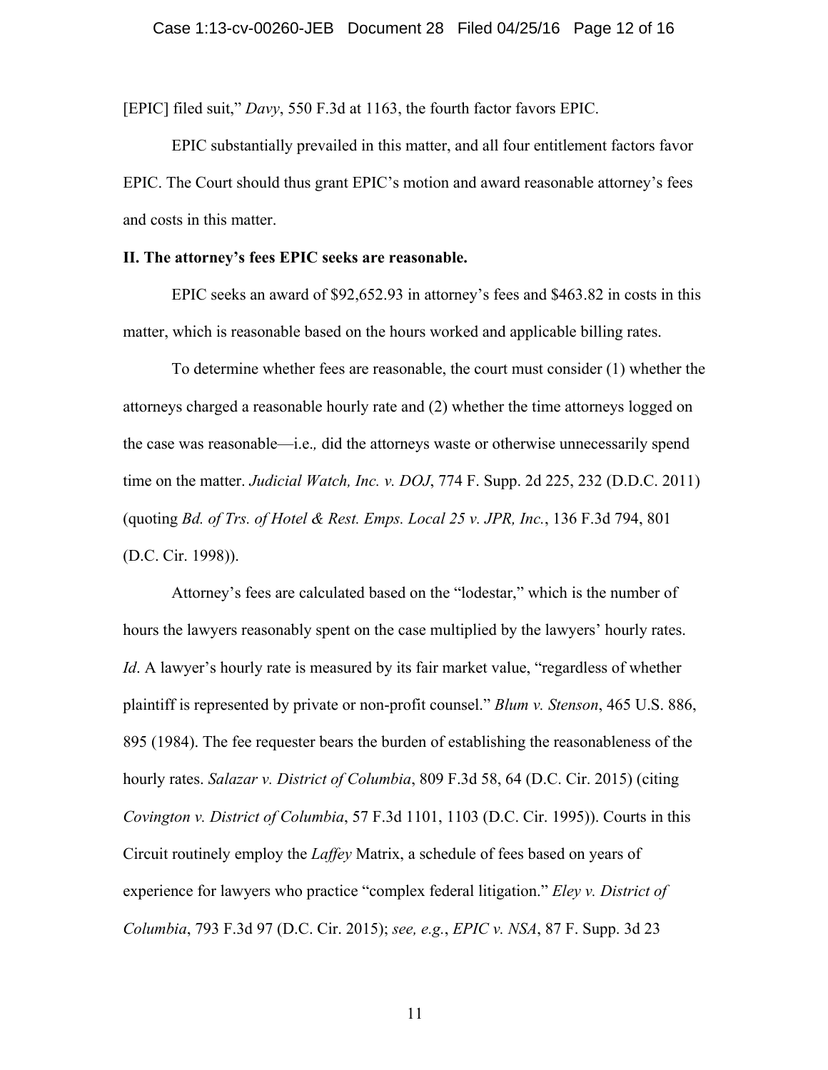[EPIC] filed suit," *Davy*, 550 F.3d at 1163, the fourth factor favors EPIC.

EPIC substantially prevailed in this matter, and all four entitlement factors favor EPIC. The Court should thus grant EPIC's motion and award reasonable attorney's fees and costs in this matter.

**II. The attorney's fees EPIC seeks are reasonable.**

EPIC seeks an award of $92,652.93 in attorney's fees and $463.82 in costs in this matter, which is reasonable based on the hours worked and applicable billing rates.

To determine whether fees are reasonable, the court must consider (1) whether the attorneys charged a reasonable hourly rate and (2) whether the time attorneys logged on the case was reasonable—i.e.*,* did the attorneys waste or otherwise unnecessarily spend time on the matter. *Judicial Watch, Inc. v. DOJ*, 774 F. Supp. 2d 225, 232 (D.D.C. 2011) (quoting *Bd. of Trs. of Hotel & Rest. Emps. Local 25 v. JPR, Inc.*, 136 F.3d 794, 801 (D.C. Cir. 1998)).

Attorney's fees are calculated based on the "lodestar," which is the number of hours the lawyers reasonably spent on the case multiplied by the lawyers' hourly rates. *Id*. A lawyer's hourly rate is measured by its fair market value, "regardless of whether plaintiff is represented by private or non-profit counsel." *Blum v. Stenson*, 465 U.S. 886, 895 (1984). The fee requester bears the burden of establishing the reasonableness of the hourly rates. *Salazar v. District of Columbia*, 809 F.3d 58, 64 (D.C. Cir. 2015) (citing *Covington v. District of Columbia*, 57 F.3d 1101, 1103 (D.C. Cir. 1995)). Courts in this Circuit routinely employ the *Laffey* Matrix, a schedule of fees based on years of experience for lawyers who practice "complex federal litigation." *Eley v. District of Columbia*, 793 F.3d 97 (D.C. Cir. 2015); *see, e.g.*, *EPIC v. NSA*, 87 F. Supp. 3d 23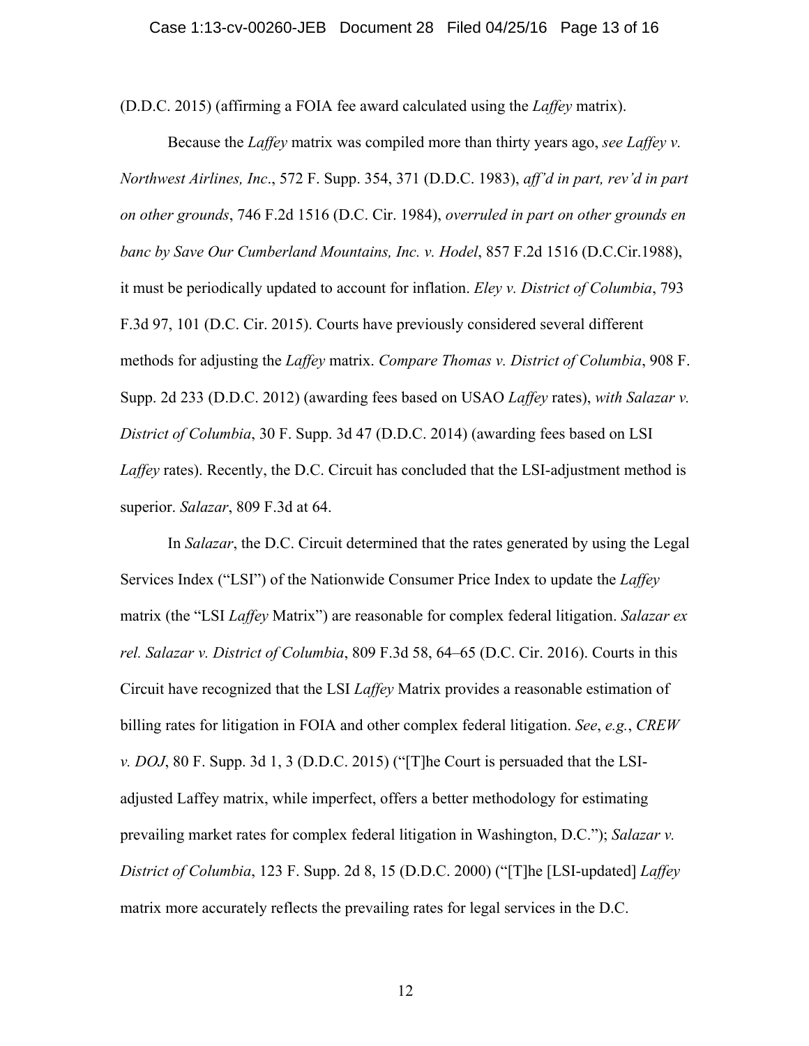(D.D.C. 2015) (affirming a FOIA fee award calculated using the *Laffey* matrix).

Because the *Laffey* matrix was compiled more than thirty years ago, *see Laffey v. Northwest Airlines, Inc*., 572 F. Supp. 354, 371 (D.D.C. 1983), *aff'd in part, rev'd in part on other grounds*, 746 F.2d 1516 (D.C. Cir. 1984), *overruled in part on other grounds en banc by Save Our Cumberland Mountains, Inc. v. Hodel*, 857 F.2d 1516 (D.C.Cir.1988), it must be periodically updated to account for inflation. *Eley v. District of Columbia*, 793 F.3d 97, 101 (D.C. Cir. 2015). Courts have previously considered several different methods for adjusting the *Laffey* matrix. *Compare Thomas v. District of Columbia*, 908 F. Supp. 2d 233 (D.D.C. 2012) (awarding fees based on USAO *Laffey* rates), *with Salazar v. District of Columbia*, 30 F. Supp. 3d 47 (D.D.C. 2014) (awarding fees based on LSI *Laffey* rates). Recently, the D.C. Circuit has concluded that the LSI-adjustment method is superior. *Salazar*, 809 F.3d at 64.

In *Salazar*, the D.C. Circuit determined that the rates generated by using the Legal Services Index ("LSI") of the Nationwide Consumer Price Index to update the *Laffey* matrix (the "LSI *Laffey* Matrix") are reasonable for complex federal litigation. *Salazar ex rel. Salazar v. District of Columbia*, 809 F.3d 58, 64–65 (D.C. Cir. 2016). Courts in this Circuit have recognized that the LSI *Laffey* Matrix provides a reasonable estimation of billing rates for litigation in FOIA and other complex federal litigation. *See*, *e.g.*, *CREW v. DOJ*, 80 F. Supp. 3d 1, 3 (D.D.C. 2015) ("[T]he Court is persuaded that the LSI-adjusted Laffey matrix, while imperfect, offers a better methodology for estimating prevailing market rates for complex federal litigation in Washington, D.C."); *Salazar v. District of Columbia*, 123 F. Supp. 2d 8, 15 (D.D.C. 2000) ("[T]he [LSI-updated] *Laffey* matrix more accurately reflects the prevailing rates for legal services in the D.C.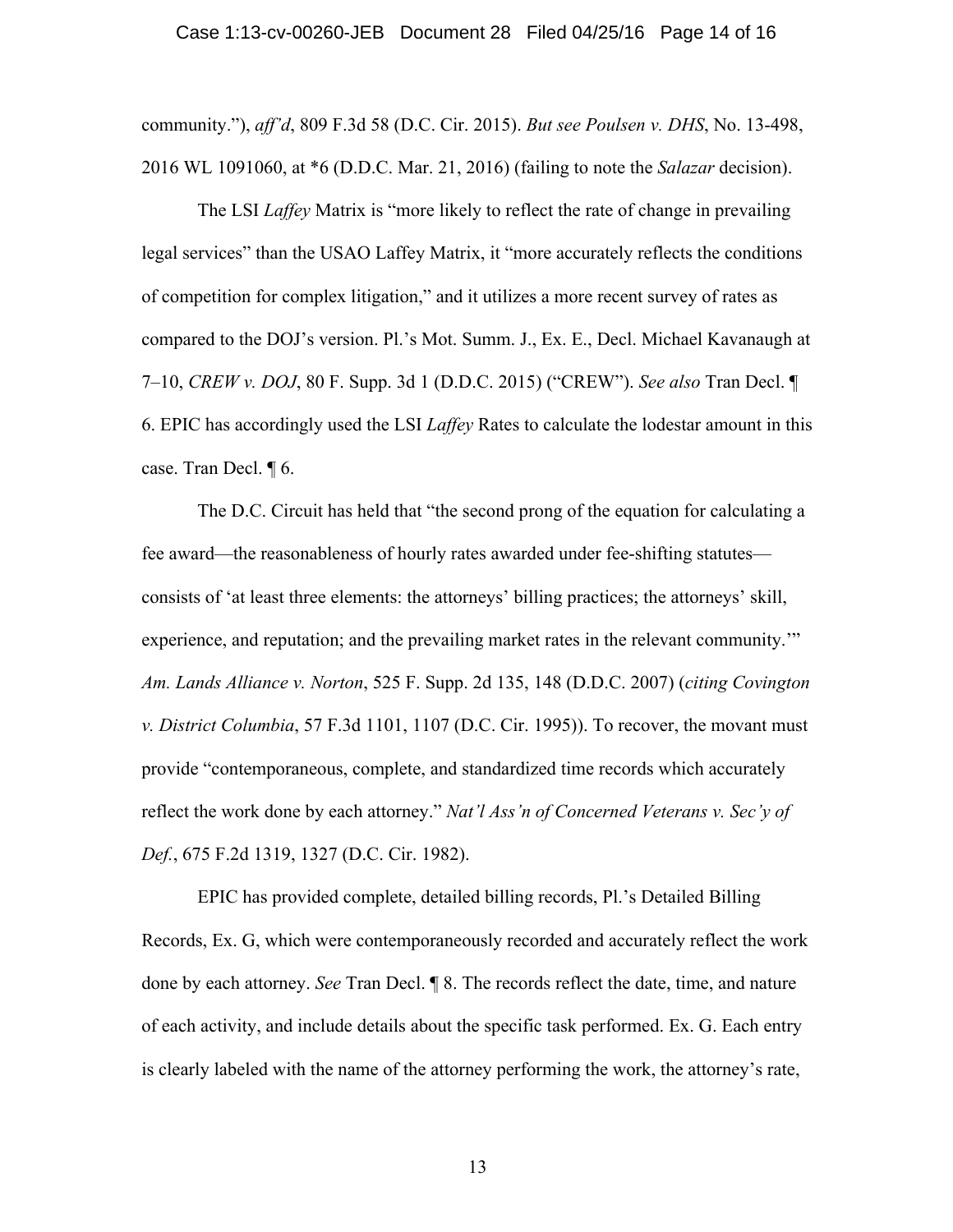community."), *aff'd*, 809 F.3d 58 (D.C. Cir. 2015). *But see Poulsen v. DHS*, No. 13-498, 2016 WL 1091060, at *6 (D.D.C. Mar. 21, 2016) (failing to note the *Salazar* decision).

The LSI *Laffey* Matrix is "more likely to reflect the rate of change in prevailing legal services" than the USAO Laffey Matrix, it "more accurately reflects the conditions of competition for complex litigation," and it utilizes a more recent survey of rates as compared to the DOJ's version. Pl.'s Mot. Summ. J., Ex. E., Decl. Michael Kavanaugh at 7–10, *CREW v. DOJ*, 80 F. Supp. 3d 1 (D.D.C. 2015) ("CREW"). *See also* Tran Decl. ¶ 6. EPIC has accordingly used the LSI *Laffey* Rates to calculate the lodestar amount in this case. Tran Decl. ¶ 6.

The D.C. Circuit has held that "the second prong of the equation for calculating a fee award—the reasonableness of hourly rates awarded under fee-shifting statutes—consists of 'at least three elements: the attorneys' billing practices; the attorneys' skill, experience, and reputation; and the prevailing market rates in the relevant community.'" *Am. Lands Alliance v. Norton*, 525 F. Supp. 2d 135, 148 (D.D.C. 2007) (*citing Covington v. District Columbia*, 57 F.3d 1101, 1107 (D.C. Cir. 1995)). To recover, the movant must provide "contemporaneous, complete, and standardized time records which accurately reflect the work done by each attorney." *Nat'l Ass'n of Concerned Veterans v. Sec'y of Def.*, 675 F.2d 1319, 1327 (D.C. Cir. 1982).

EPIC has provided complete, detailed billing records, Pl.'s Detailed Billing Records, Ex. G, which were contemporaneously recorded and accurately reflect the work done by each attorney. *See* Tran Decl. ¶ 8. The records reflect the date, time, and nature of each activity, and include details about the specific task performed. Ex. G. Each entry is clearly labeled with the name of the attorney performing the work, the attorney's rate,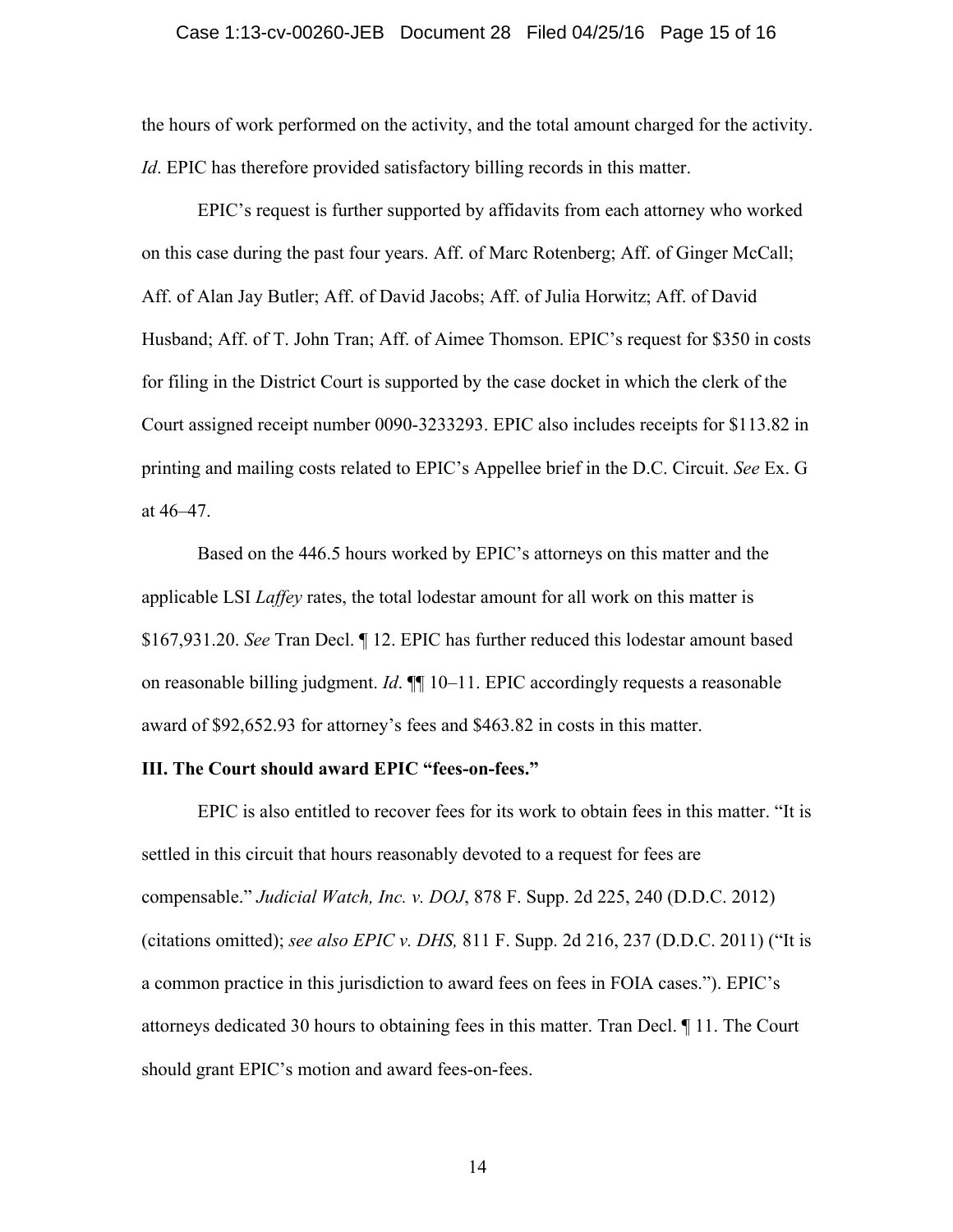the hours of work performed on the activity, and the total amount charged for the activity. *Id*. EPIC has therefore provided satisfactory billing records in this matter.

EPIC's request is further supported by affidavits from each attorney who worked on this case during the past four years. Aff. of Marc Rotenberg; Aff. of Ginger McCall; Aff. of Alan Jay Butler; Aff. of David Jacobs; Aff. of Julia Horwitz; Aff. of David Husband; Aff. of T. John Tran; Aff. of Aimee Thomson. EPIC's request for $350 in costs for filing in the District Court is supported by the case docket in which the clerk of the Court assigned receipt number 0090-3233293. EPIC also includes receipts for $113.82 in printing and mailing costs related to EPIC's Appellee brief in the D.C. Circuit. *See* Ex. G at 46–47.

Based on the 446.5 hours worked by EPIC's attorneys on this matter and the applicable LSI *Laffey* rates, the total lodestar amount for all work on this matter is $167,931.20. *See* Tran Decl. ¶ 12. EPIC has further reduced this lodestar amount based on reasonable billing judgment. *Id*. ¶¶ 10–11. EPIC accordingly requests a reasonable award of $92,652.93 for attorney's fees and $463.82 in costs in this matter.

**III. The Court should award EPIC "fees-on-fees."**

EPIC is also entitled to recover fees for its work to obtain fees in this matter. "It is settled in this circuit that hours reasonably devoted to a request for fees are compensable." *Judicial Watch, Inc. v. DOJ*, 878 F. Supp. 2d 225, 240 (D.D.C. 2012) (citations omitted); *see also EPIC v. DHS,* 811 F. Supp. 2d 216, 237 (D.D.C. 2011) ("It is a common practice in this jurisdiction to award fees on fees in FOIA cases."). EPIC's attorneys dedicated 30 hours to obtaining fees in this matter. Tran Decl. ¶ 11. The Court should grant EPIC's motion and award fees-on-fees.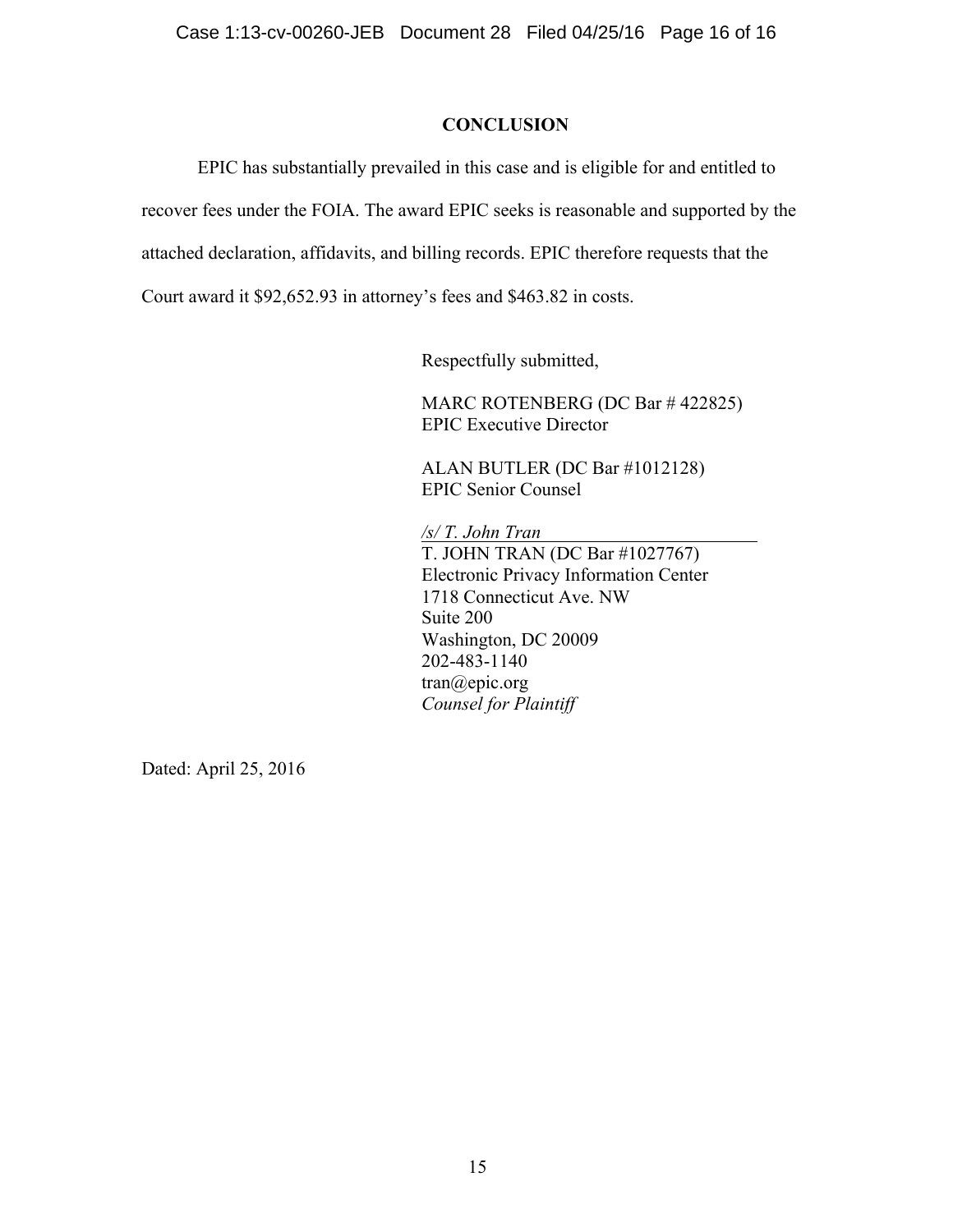## CONCLUSION

EPIC has substantially prevailed in this case and is eligible for and entitled to recover fees under the FOIA. The award EPIC seeks is reasonable and supported by the attached declaration, affidavits, and billing records. EPIC therefore requests that the Court award it $92,652.93 in attorney's fees and $463.82 in costs.

Respectfully submitted,

MARC ROTENBERG (DC Bar # 422825)
EPIC Executive Director

ALAN BUTLER (DC Bar #1012128)
EPIC Senior Counsel

*/s/ T. John Tran*
T. JOHN TRAN (DC Bar #1027767)
Electronic Privacy Information Center
1718 Connecticut Ave. NW
Suite 200
Washington, DC 20009
202-483-1140
tran@epic.org
*Counsel for Plaintiff*

Dated: April 25, 2016